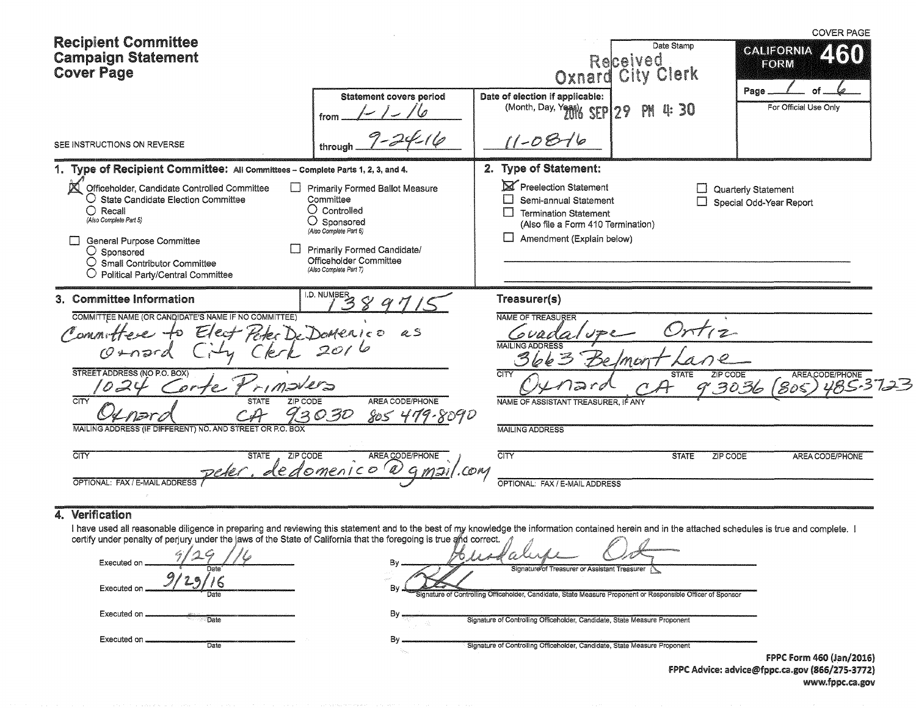# Recipient Committee Campaign Statement Cover Page

COVER PAGE

**CALIFORNIA FORM 460**

Page 1 of 6

For Official Use Only

SEE INSTRUCTIONS ON REVERSE

| Statement covers period | Date of election if applicable: (Month, Day, Year) | Date Stamp |
|---|---|---|
| from 1-1-16 through 9-24-16 | 11-08-16 | Received Oxnard City Clerk 2016 SEP 29 PM 4:30 |

## 1. Type of Recipient Committee: All Committees – Complete Parts 1, 2, 3, and 4.

- [x] Officeholder, Candidate Controlled Committee
  - ○ State Candidate Election Committee
  - ○ Recall (Also Complete Part 5)
- [ ] General Purpose Committee
  - ○ Sponsored
  - ○ Small Contributor Committee
  - ○ Political Party/Central Committee
- [ ] Primarily Formed Ballot Measure Committee
  - ○ Controlled
  - ○ Sponsored (Also Complete Part 6)
- [ ] Primarily Formed Candidate/Officeholder Committee (Also Complete Part 7)

## 2. Type of Statement:

- [x] Preelection Statement
- [ ] Semi-annual Statement
- [ ] Termination Statement (Also file a Form 410 Termination)
- [ ] Amendment (Explain below)
- [ ] Quarterly Statement
- [ ] Special Odd-Year Report

## 3. Committee Information

I.D. NUMBER: 1389715

COMMITTEE NAME (OR CANDIDATE'S NAME IF NO COMMITTEE): Committee to Elect Peter DeDomenico as Oxnard City Clerk 2016

STREET ADDRESS (NO P.O. BOX): 1024 Corte Primavera

CITY: Oxnard STATE: CA ZIP CODE: 93030 AREA CODE/PHONE: 805 479-8090

MAILING ADDRESS (IF DIFFERENT) NO. AND STREET OR P.O. BOX:

CITY: STATE: ZIP CODE: AREA CODE/PHONE:

OPTIONAL: FAX / E-MAIL ADDRESS: peter.dedomenico@gmail.com

### Treasurer(s)

NAME OF TREASURER: Guadalupe Ortiz

MAILING ADDRESS: 3663 Belmont Lane

CITY: Oxnard STATE: CA ZIP CODE: 93036 AREA CODE/PHONE: (805) 485-3723

NAME OF ASSISTANT TREASURER, IF ANY:

MAILING ADDRESS:

CITY: STATE: ZIP CODE: AREA CODE/PHONE:

OPTIONAL: FAX / E-MAIL ADDRESS:

## 4. Verification

I have used all reasonable diligence in preparing and reviewing this statement and to the best of my knowledge the information contained herein and in the attached schedules is true and complete. I certify under penalty of perjury under the laws of the State of California that the foregoing is true and correct.

Executed on 9/29/16 Date By Guadalupe Ortiz — Signature of Treasurer or Assistant Treasurer

Executed on 9/29/16 Date By [signature] — Signature of Controlling Officeholder, Candidate, State Measure Proponent or Responsible Officer of Sponsor

Executed on ________ Date By ________ Signature of Controlling Officeholder, Candidate, State Measure Proponent

Executed on ________ Date By ________ Signature of Controlling Officeholder, Candidate, State Measure Proponent

FPPC Form 460 (Jan/2016)
FPPC Advice: advice@fppc.ca.gov (866/275-3772)
www.fppc.ca.gov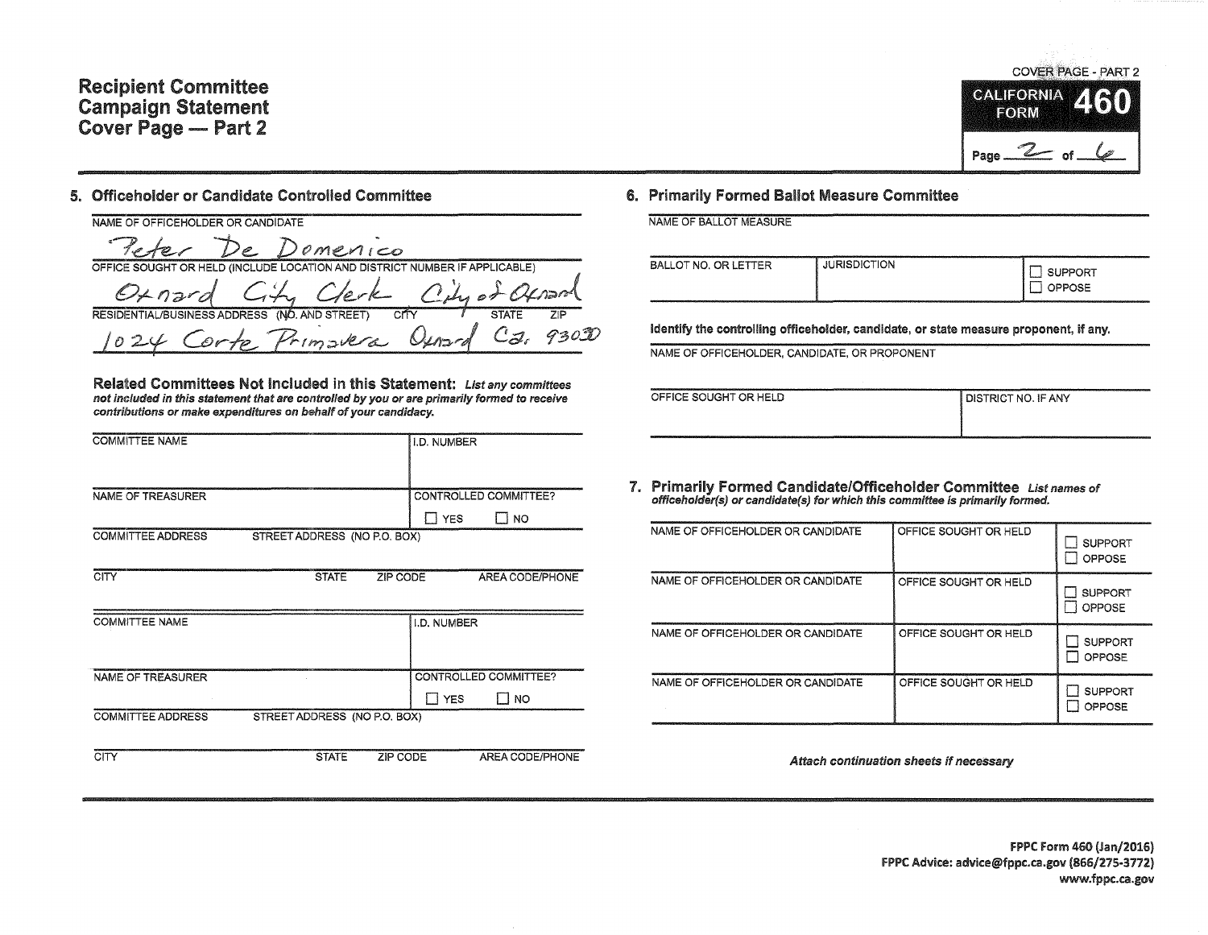# Recipient Committee Campaign Statement Cover Page — Part 2

COVER PAGE - PART 2

**CALIFORNIA FORM 460**

Page 2 of 6

## 5. Officeholder or Candidate Controlled Committee

NAME OF OFFICEHOLDER OR CANDIDATE

Peter De Domenico

OFFICE SOUGHT OR HELD (INCLUDE LOCATION AND DISTRICT NUMBER IF APPLICABLE)

Oxnard City Clerk City of Oxnard

| RESIDENTIAL/BUSINESS ADDRESS (NO. AND STREET) | CITY | STATE | ZIP |
|---|---|---|---|
| 1024 Corte Primavera | Oxnard | Ca. | 93030 |

**Related Committees Not Included in this Statement:** ***List any committees not included in this statement that are controlled by you or are primarily formed to receive contributions or make expenditures on behalf of your candidacy.***

| COMMITTEE NAME | | | I.D. NUMBER |
|---|---|---|---|
| | | | |
| **NAME OF TREASURER** | | | **CONTROLLED COMMITTEE?** ☐ YES ☐ NO |
| **COMMITTEE ADDRESS** | **STREET ADDRESS (NO P.O. BOX)** | | |
| **CITY** | **STATE** | **ZIP CODE** | **AREA CODE/PHONE** |

| COMMITTEE NAME | | | I.D. NUMBER |
|---|---|---|---|
| | | | |
| **NAME OF TREASURER** | | | **CONTROLLED COMMITTEE?** ☐ YES ☐ NO |
| **COMMITTEE ADDRESS** | **STREET ADDRESS (NO P.O. BOX)** | | |
| **CITY** | **STATE** | **ZIP CODE** | **AREA CODE/PHONE** |

## 6. Primarily Formed Ballot Measure Committee

NAME OF BALLOT MEASURE

| BALLOT NO. OR LETTER | JURISDICTION | ☐ SUPPORT ☐ OPPOSE |
|---|---|---|
| | | |

**Identify the controlling officeholder, candidate, or state measure proponent, if any.**

NAME OF OFFICEHOLDER, CANDIDATE, OR PROPONENT

| OFFICE SOUGHT OR HELD | DISTRICT NO. IF ANY |
|---|---|
| | |

## 7. Primarily Formed Candidate/Officeholder Committee

***List names of officeholder(s) or candidate(s) for which this committee is primarily formed.***

| NAME OF OFFICEHOLDER OR CANDIDATE | OFFICE SOUGHT OR HELD | SUPPORT / OPPOSE |
|---|---|---|
| | | ☐ SUPPORT ☐ OPPOSE |
| | | ☐ SUPPORT ☐ OPPOSE |
| | | ☐ SUPPORT ☐ OPPOSE |
| | | ☐ SUPPORT ☐ OPPOSE |

***Attach continuation sheets if necessary***

**FPPC Form 460 (Jan/2016)**
**FPPC Advice: advice@fppc.ca.gov (866/275-3772)**
**www.fppc.ca.gov**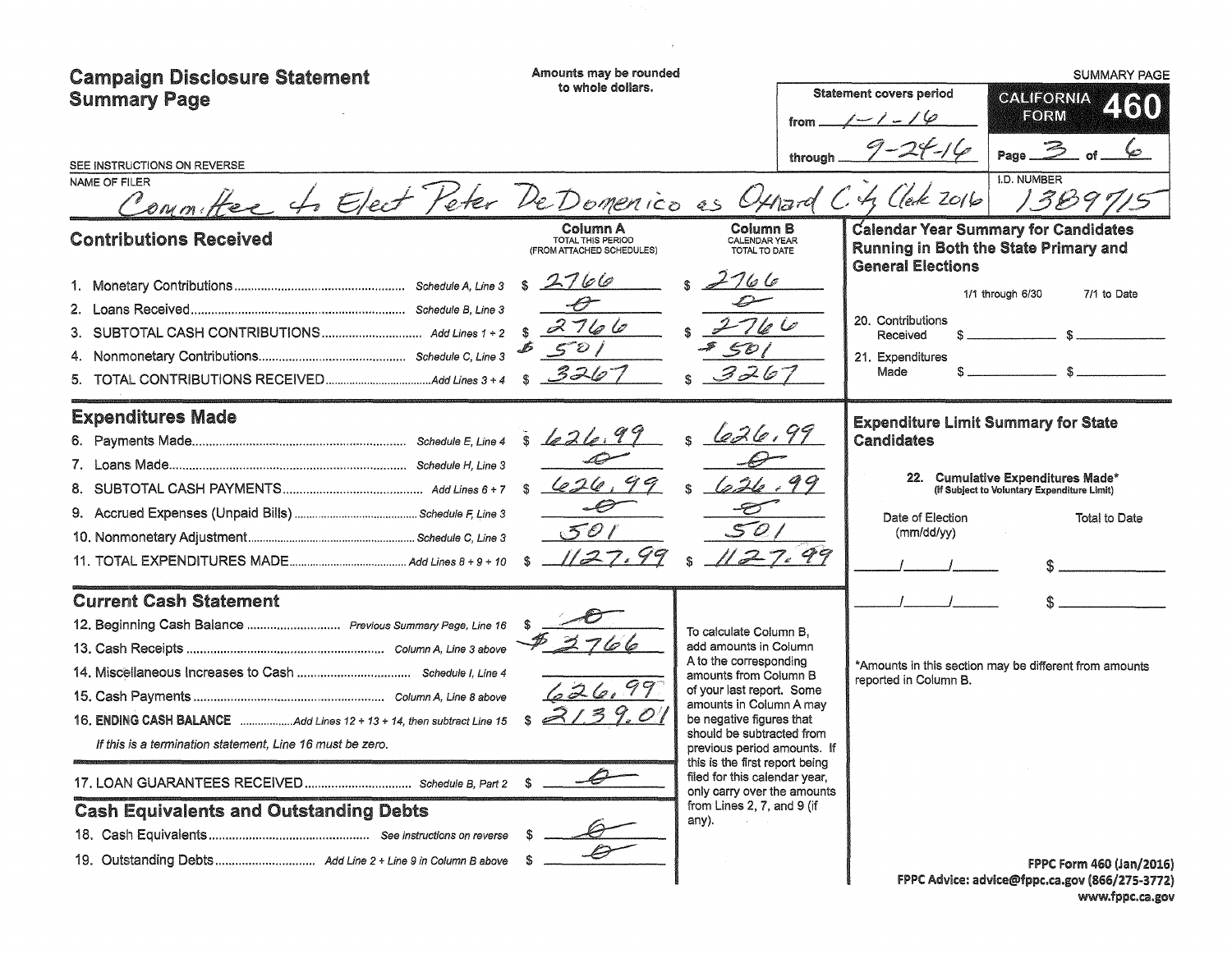# Campaign Disclosure Statement Summary Page

Amounts may be rounded to whole dollars.

SUMMARY PAGE

**CALIFORNIA FORM 460**

Statement covers period from 1-1-16 through 9-24-16

Page 3 of 6

SEE INSTRUCTIONS ON REVERSE

NAME OF FILER: Committee to Elect Peter DeDomenico as Oxnard City Clerk 2016

I.D. NUMBER: 1389715

## Contributions Received

| | | Column A TOTAL THIS PERIOD (FROM ATTACHED SCHEDULES) | Column B CALENDAR YEAR TOTAL TO DATE |
|---|---|---|---|
| 1. Monetary Contributions | Schedule A, Line 3 | $ 2766 | $ 2766 |
| 2. Loans Received | Schedule B, Line 3 | -0- | -0- |
| 3. SUBTOTAL CASH CONTRIBUTIONS | Add Lines 1 + 2 | $ 2766 | $ 2766 |
| 4. Nonmonetary Contributions | Schedule C, Line 3 | $ 501 | $ 501 |
| 5. TOTAL CONTRIBUTIONS RECEIVED | Add Lines 3 + 4 | $ 3267 | $ 3267 |

## Expenditures Made

| | | Column A | Column B |
|---|---|---|---|
| 6. Payments Made | Schedule E, Line 4 | $ 626.99 | $ 626.99 |
| 7. Loans Made | Schedule H, Line 3 | -0- | -0- |
| 8. SUBTOTAL CASH PAYMENTS | Add Lines 6 + 7 | $ 626.99 | $ 626.99 |
| 9. Accrued Expenses (Unpaid Bills) | Schedule F, Line 3 | -0- | -0- |
| 10. Nonmonetary Adjustment | Schedule C, Line 3 | 501 | 501 |
| 11. TOTAL EXPENDITURES MADE | Add Lines 8 + 9 + 10 | $ 1127.99 | $ 1127.99 |

## Current Cash Statement

| | | |
|---|---|---|
| 12. Beginning Cash Balance | Previous Summary Page, Line 16 | $ -0- |
| 13. Cash Receipts | Column A, Line 3 above | $ 2766 |
| 14. Miscellaneous Increases to Cash | Schedule I, Line 4 | |
| 15. Cash Payments | Column A, Line 8 above | 626.99 |
| 16. **ENDING CASH BALANCE** | Add Lines 12 + 13 + 14, then subtract Line 15 | $ 2139.01 |

*If this is a termination statement, Line 16 must be zero.*

| | | |
|---|---|---|
| 17. LOAN GUARANTEES RECEIVED | Schedule B, Part 2 | $ -0- |

To calculate Column B, add amounts in Column A to the corresponding amounts from Column B of your last report. Some amounts in Column A may be negative figures that should be subtracted from previous period amounts. If this is the first report being filed for this calendar year, only carry over the amounts from Lines 2, 7, and 9 (if any).

## Cash Equivalents and Outstanding Debts

| | | |
|---|---|---|
| 18. Cash Equivalents | See instructions on reverse | $ -0- |
| 19. Outstanding Debts | Add Line 2 + Line 9 in Column B above | $ -0- |

## Calendar Year Summary for Candidates Running in Both the State Primary and General Elections

| | 1/1 through 6/30 | 7/1 to Date |
|---|---|---|
| 20. Contributions Received | $ | $ |
| 21. Expenditures Made | $ | $ |

## Expenditure Limit Summary for State Candidates

22. **Cumulative Expenditures Made*** (If Subject to Voluntary Expenditure Limit)

| Date of Election (mm/dd/yy) | Total to Date |
|---|---|
| / / | $ |
| / / | $ |

*Amounts in this section may be different from amounts reported in Column B.

FPPC Form 460 (Jan/2016)
FPPC Advice: advice@fppc.ca.gov (866/275-3772)
www.fppc.ca.gov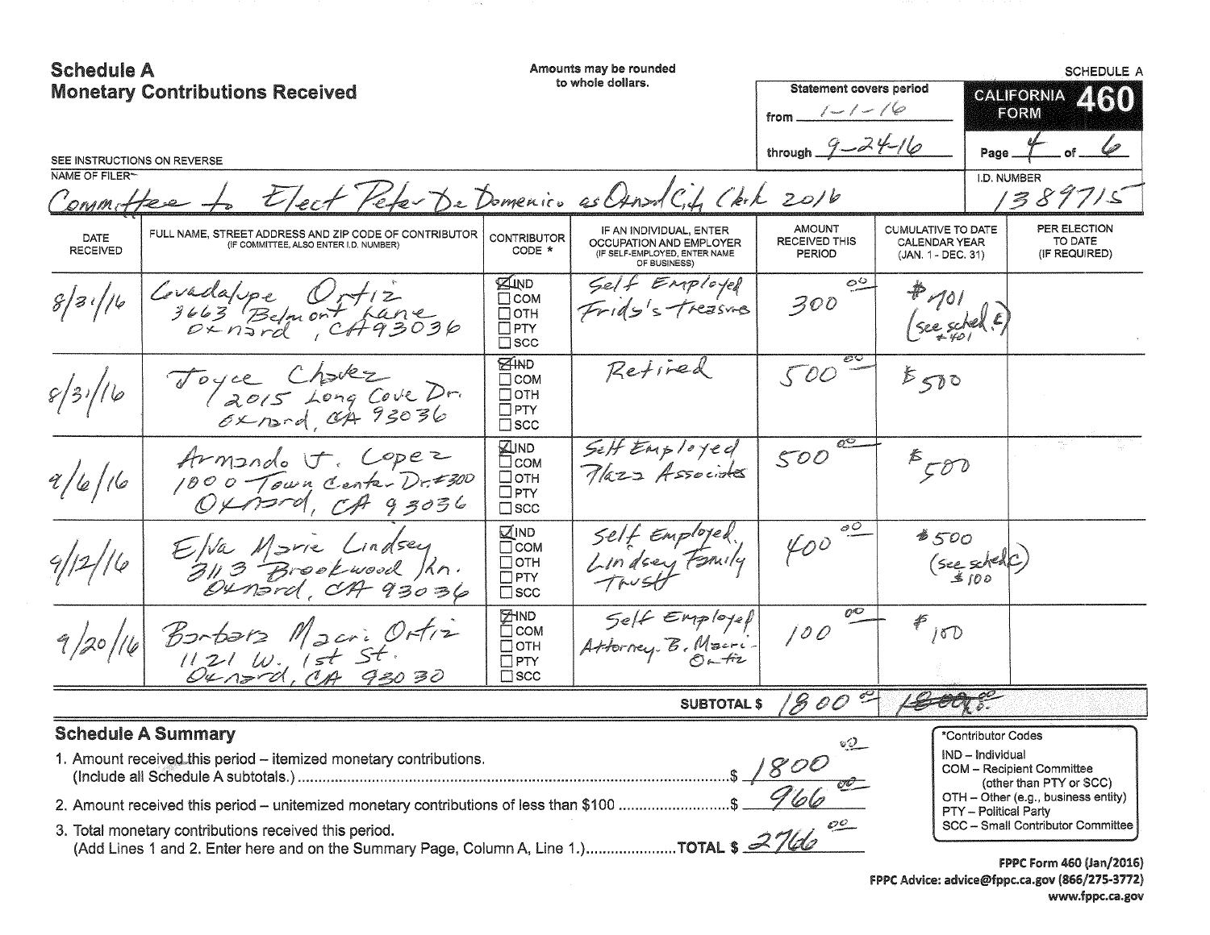# Schedule A
## Monetary Contributions Received

Amounts may be rounded to whole dollars.

SCHEDULE A

**CALIFORNIA FORM 460**

Statement covers period
from 1-1-16
through 9-24-16

Page 4 of 6

SEE INSTRUCTIONS ON REVERSE

NAME OF FILER: Committee to Elect Peter De Domenico as Oxnard City Clerk 2016

I.D. NUMBER: 1389715

| DATE RECEIVED | FULL NAME, STREET ADDRESS AND ZIP CODE OF CONTRIBUTOR (IF COMMITTEE, ALSO ENTER I.D. NUMBER) | CONTRIBUTOR CODE * | IF AN INDIVIDUAL, ENTER OCCUPATION AND EMPLOYER (IF SELF-EMPLOYED, ENTER NAME OF BUSINESS) | AMOUNT RECEIVED THIS PERIOD | CUMULATIVE TO DATE CALENDAR YEAR (JAN. 1 - DEC. 31) | PER ELECTION TO DATE (IF REQUIRED) |
|---|---|---|---|---|---|---|
| 8/31/16 | Guadalupe Ortiz<br>3663 Belmont Lane<br>Oxnard, CA 93036 | ☒ IND ☐ COM ☐ OTH ☐ PTY ☐ SCC | Self Employed<br>Frida's Treasures | 300.00 | $701 (see sched E) $401 | |
| 8/31/16 | Joyce Chavez<br>2015 Long Cove Dr.<br>Oxnard, CA 93036 | ☒ IND ☐ COM ☐ OTH ☐ PTY ☐ SCC | Retired | 500.00 | $500 | |
| 9/6/16 | Armando J. Lopez<br>1000 Town Center Dr. #300<br>Oxnard, CA 93036 | ☒ IND ☐ COM ☐ OTH ☐ PTY ☐ SCC | Self Employed<br>Plaza Associates | 500.00 | $500 | |
| 9/12/16 | Elva Marie Lindsey<br>3113 Brookwood Ln.<br>Oxnard, CA 93036 | ☒ IND ☐ COM ☐ OTH ☐ PTY ☐ SCC | Self Employed.<br>Lindsey Family Trust | 400.00 | $500 (see sched C) $100 | |
| 9/20/16 | Barbara Macri Ortiz<br>1121 W. 1st St.<br>Oxnard, CA 93030 | ☒ IND ☐ COM ☐ OTH ☐ PTY ☐ SCC | Self Employed<br>Attorney. B. Macri-Ortiz | 100.00 | $100 | |
| | | | **SUBTOTAL $** | 1800.00 | ~~1800.00~~ | |

## Schedule A Summary

1. Amount received this period – itemized monetary contributions. (Include all Schedule A subtotals.) ..... $ 1800.00
2. Amount received this period – unitemized monetary contributions of less than $100 ..... $ 966.00
3. Total monetary contributions received this period. (Add Lines 1 and 2. Enter here and on the Summary Page, Column A, Line 1.) ..... **TOTAL $** 2766.00

*Contributor Codes
- IND – Individual
- COM – Recipient Committee (other than PTY or SCC)
- OTH – Other (e.g., business entity)
- PTY – Political Party
- SCC – Small Contributor Committee

FPPC Form 460 (Jan/2016)
FPPC Advice: advice@fppc.ca.gov (866/275-3772)
www.fppc.ca.gov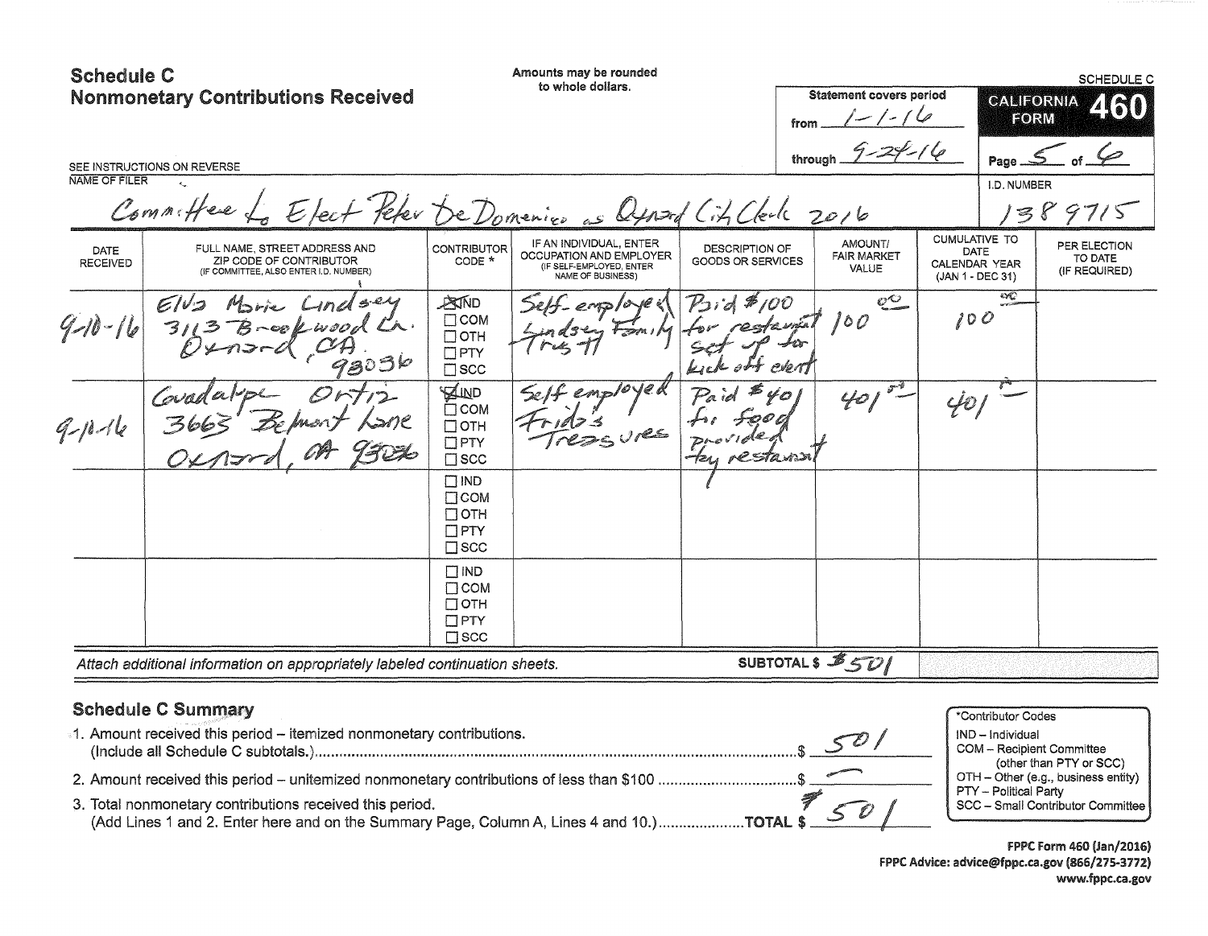# Schedule C
## Nonmonetary Contributions Received

Amounts may be rounded to whole dollars.

SCHEDULE C

**CALIFORNIA FORM 460**

Statement covers period
from 1-1-16
through 9-24-16

Page 5 of 6

SEE INSTRUCTIONS ON REVERSE

NAME OF FILER: Committee to Elect Peter DeDomenico as Oxnard City Clerk 2016

I.D. NUMBER: 1389715

| DATE RECEIVED | FULL NAME, STREET ADDRESS AND ZIP CODE OF CONTRIBUTOR (IF COMMITTEE, ALSO ENTER I.D. NUMBER) | CONTRIBUTOR CODE * | IF AN INDIVIDUAL, ENTER OCCUPATION AND EMPLOYER (IF SELF-EMPLOYED, ENTER NAME OF BUSINESS) | DESCRIPTION OF GOODS OR SERVICES | AMOUNT/ FAIR MARKET VALUE | CUMULATIVE TO DATE CALENDAR YEAR (JAN 1 - DEC 31) | PER ELECTION TO DATE (IF REQUIRED) |
|---|---|---|---|---|---|---|---|
| 9-10-16 | Elva Marie Lindsey, 3113 Brookwood Ln. Oxnard, CA 93036 | ☒ IND ☐ COM ☐ OTH ☐ PTY ☐ SCC | Self-employed, Lindsey Family Trust | Paid $100 for restaurant set up for kick off event | 100.00 | 100.00 | |
| 9-10-16 | Guadalupe Ortiz, 3663 Belmont Lane, Oxnard, CA 93036 | ☒ IND ☐ COM ☐ OTH ☐ PTY ☐ SCC | Self employed, Frida's Treasures | Paid $401 for food provided by restaurant | 401.00 | 401.00 | |
| | | ☐ IND ☐ COM ☐ OTH ☐ PTY ☐ SCC | | | | | |
| | | ☐ IND ☐ COM ☐ OTH ☐ PTY ☐ SCC | | | | | |

*Attach additional information on appropriately labeled continuation sheets.*

SUBTOTAL $ $501

## Schedule C Summary

1. Amount received this period – itemized nonmonetary contributions. (Include all Schedule C subtotals.) ........ $ 501
2. Amount received this period – unitemized nonmonetary contributions of less than $100 ........ $ —
3. Total nonmonetary contributions received this period. (Add Lines 1 and 2. Enter here and on the Summary Page, Column A, Lines 4 and 10.) ........ TOTAL $ $501

*Contributor Codes
- IND – Individual
- COM – Recipient Committee (other than PTY or SCC)
- OTH – Other (e.g., business entity)
- PTY – Political Party
- SCC – Small Contributor Committee

FPPC Form 460 (Jan/2016)
FPPC Advice: advice@fppc.ca.gov (866/275-3772)
www.fppc.ca.gov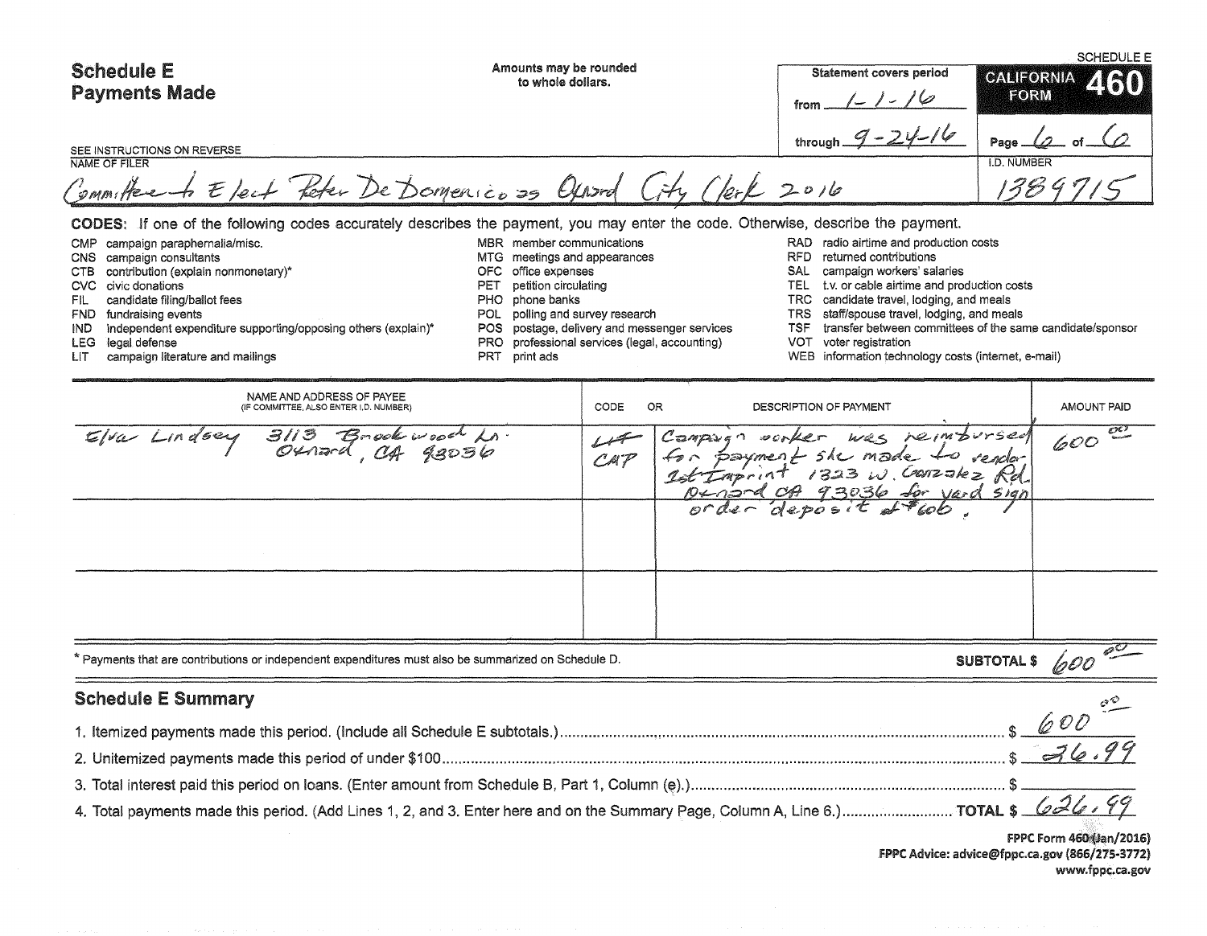SCHEDULE E

# Schedule E
## Payments Made

Amounts may be rounded to whole dollars.

Statement covers period from 1-1-16 through 9-24-16

**CALIFORNIA FORM 460**

Page 6 of 6

SEE INSTRUCTIONS ON REVERSE

NAME OF FILER: Committee to Elect Peter De Domenico as Oxnard City Clerk 2016

I.D. NUMBER: 1389715

**CODES:** If one of the following codes accurately describes the payment, you may enter the code. Otherwise, describe the payment.

- CMP campaign paraphernalia/misc.
- CNS campaign consultants
- CTB contribution (explain nonmonetary)*
- CVC civic donations
- FIL candidate filing/ballot fees
- FND fundraising events
- IND independent expenditure supporting/opposing others (explain)*
- LEG legal defense
- LIT campaign literature and mailings
- MBR member communications
- MTG meetings and appearances
- OFC office expenses
- PET petition circulating
- PHO phone banks
- POL polling and survey research
- POS postage, delivery and messenger services
- PRO professional services (legal, accounting)
- PRT print ads
- RAD radio airtime and production costs
- RFD returned contributions
- SAL campaign workers' salaries
- TEL t.v. or cable airtime and production costs
- TRC candidate travel, lodging, and meals
- TRS staff/spouse travel, lodging, and meals
- TSF transfer between committees of the same candidate/sponsor
- VOT voter registration
- WEB information technology costs (internet, e-mail)

| NAME AND ADDRESS OF PAYEE (IF COMMITTEE, ALSO ENTER I.D. NUMBER) | CODE | OR DESCRIPTION OF PAYMENT | AMOUNT PAID |
|---|---|---|---|
| Elva Lindsey 3113 Brookwood Ln. Oxnard, CA 93036 | ~~LIT~~ CMP | Campaign worker was reimbursed for payment she made to vendor 1st Imprint 1323 W. Gonzalez Rd. Oxnard CA 93036 for yard sign order deposit of $600. | 600.00 |
| | | | |
| | | | |

* Payments that are contributions or independent expenditures must also be summarized on Schedule D.

**SUBTOTAL $** 600.00

## Schedule E Summary

1. Itemized payments made this period. (Include all Schedule E subtotals.) $ 600.00
2. Unitemized payments made this period of under $100 $ 26.99
3. Total interest paid this period on loans. (Enter amount from Schedule B, Part 1, Column (e).) $
4. Total payments made this period. (Add Lines 1, 2, and 3. Enter here and on the Summary Page, Column A, Line 6.) **TOTAL $** 626.99

FPPC Form 460 (Jan/2016)
FPPC Advice: advice@fppc.ca.gov (866/275-3772)
www.fppc.ca.gov